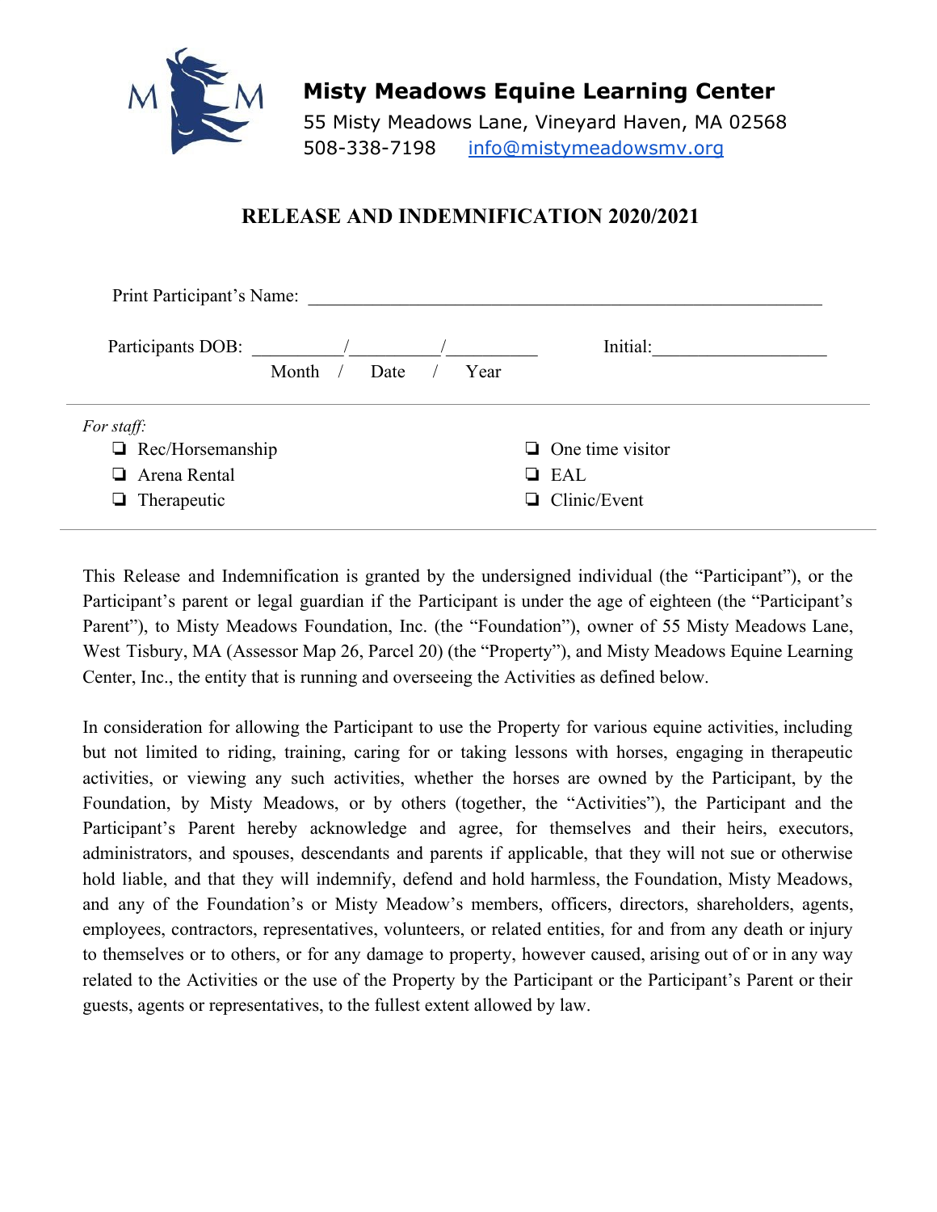**Misty Meadows Equine Learning Center**

55 Misty Meadows Lane, Vineyard Haven, MA 02568

508-338-7198 info@mistymeadowsmv.org

## RELEASE AND INDEMNIFICATION 2020/2021

Print Participant's Name: ______________________________________________

Participants DOB: _________/_________/_________ Initial:__________________

Month / Date / Year

---

*For staff:*

- ❏ Rec/Horsemanship
- ❏ Arena Rental
- ❏ Therapeutic
- ❏ One time visitor
- ❏ EAL
- ❏ Clinic/Event

---

This Release and Indemnification is granted by the undersigned individual (the "Participant"), or the Participant's parent or legal guardian if the Participant is under the age of eighteen (the "Participant's Parent"), to Misty Meadows Foundation, Inc. (the "Foundation"), owner of 55 Misty Meadows Lane, West Tisbury, MA (Assessor Map 26, Parcel 20) (the "Property"), and Misty Meadows Equine Learning Center, Inc., the entity that is running and overseeing the Activities as defined below.

In consideration for allowing the Participant to use the Property for various equine activities, including but not limited to riding, training, caring for or taking lessons with horses, engaging in therapeutic activities, or viewing any such activities, whether the horses are owned by the Participant, by the Foundation, by Misty Meadows, or by others (together, the "Activities"), the Participant and the Participant's Parent hereby acknowledge and agree, for themselves and their heirs, executors, administrators, and spouses, descendants and parents if applicable, that they will not sue or otherwise hold liable, and that they will indemnify, defend and hold harmless, the Foundation, Misty Meadows, and any of the Foundation's or Misty Meadow's members, officers, directors, shareholders, agents, employees, contractors, representatives, volunteers, or related entities, for and from any death or injury to themselves or to others, or for any damage to property, however caused, arising out of or in any way related to the Activities or the use of the Property by the Participant or the Participant's Parent or their guests, agents or representatives, to the fullest extent allowed by law.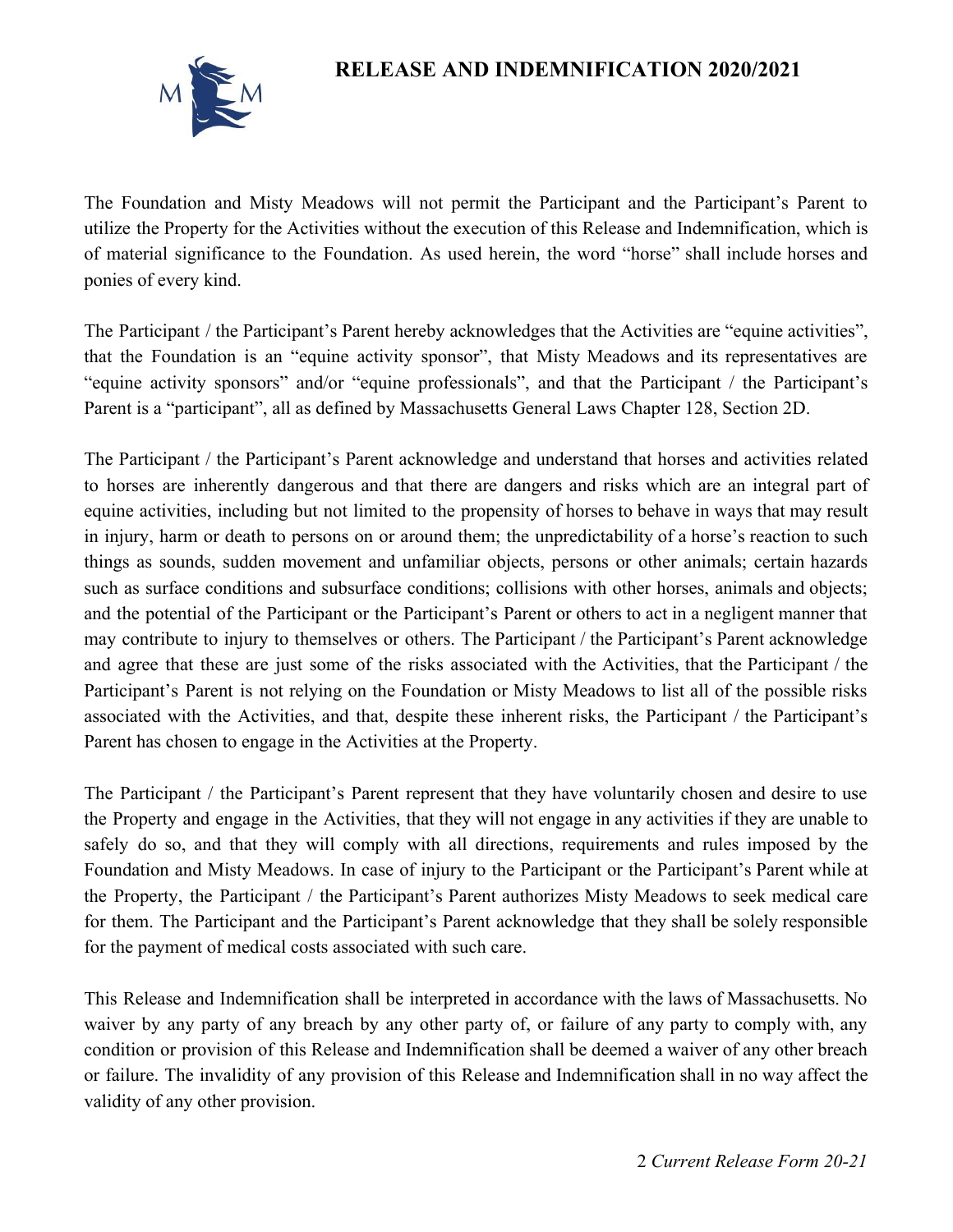# RELEASE AND INDEMNIFICATION 2020/2021

The Foundation and Misty Meadows will not permit the Participant and the Participant's Parent to utilize the Property for the Activities without the execution of this Release and Indemnification, which is of material significance to the Foundation. As used herein, the word "horse" shall include horses and ponies of every kind.

The Participant / the Participant's Parent hereby acknowledges that the Activities are "equine activities", that the Foundation is an "equine activity sponsor", that Misty Meadows and its representatives are "equine activity sponsors" and/or "equine professionals", and that the Participant / the Participant's Parent is a "participant", all as defined by Massachusetts General Laws Chapter 128, Section 2D.

The Participant / the Participant's Parent acknowledge and understand that horses and activities related to horses are inherently dangerous and that there are dangers and risks which are an integral part of equine activities, including but not limited to the propensity of horses to behave in ways that may result in injury, harm or death to persons on or around them; the unpredictability of a horse's reaction to such things as sounds, sudden movement and unfamiliar objects, persons or other animals; certain hazards such as surface conditions and subsurface conditions; collisions with other horses, animals and objects; and the potential of the Participant or the Participant's Parent or others to act in a negligent manner that may contribute to injury to themselves or others. The Participant / the Participant's Parent acknowledge and agree that these are just some of the risks associated with the Activities, that the Participant / the Participant's Parent is not relying on the Foundation or Misty Meadows to list all of the possible risks associated with the Activities, and that, despite these inherent risks, the Participant / the Participant's Parent has chosen to engage in the Activities at the Property.

The Participant / the Participant's Parent represent that they have voluntarily chosen and desire to use the Property and engage in the Activities, that they will not engage in any activities if they are unable to safely do so, and that they will comply with all directions, requirements and rules imposed by the Foundation and Misty Meadows. In case of injury to the Participant or the Participant's Parent while at the Property, the Participant / the Participant's Parent authorizes Misty Meadows to seek medical care for them. The Participant and the Participant's Parent acknowledge that they shall be solely responsible for the payment of medical costs associated with such care.

This Release and Indemnification shall be interpreted in accordance with the laws of Massachusetts. No waiver by any party of any breach by any other party of, or failure of any party to comply with, any condition or provision of this Release and Indemnification shall be deemed a waiver of any other breach or failure. The invalidity of any provision of this Release and Indemnification shall in no way affect the validity of any other provision.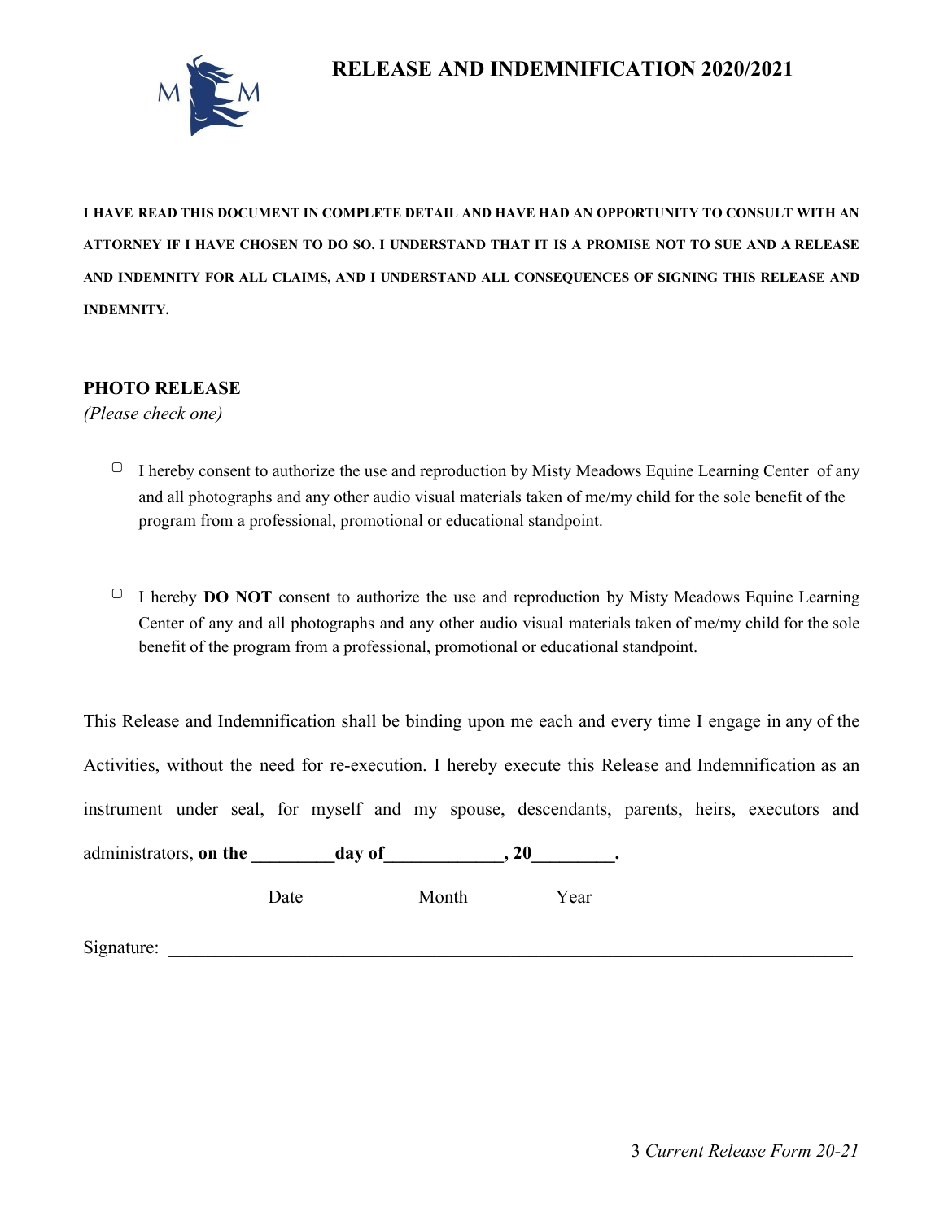# RELEASE AND INDEMNIFICATION 2020/2021

**I HAVE READ THIS DOCUMENT IN COMPLETE DETAIL AND HAVE HAD AN OPPORTUNITY TO CONSULT WITH AN ATTORNEY IF I HAVE CHOSEN TO DO SO. I UNDERSTAND THAT IT IS A PROMISE NOT TO SUE AND A RELEASE AND INDEMNITY FOR ALL CLAIMS, AND I UNDERSTAND ALL CONSEQUENCES OF SIGNING THIS RELEASE AND INDEMNITY.**

## PHOTO RELEASE

*(Please check one)*

- ▢ I hereby consent to authorize the use and reproduction by Misty Meadows Equine Learning Center of any and all photographs and any other audio visual materials taken of me/my child for the sole benefit of the program from a professional, promotional or educational standpoint.

- ▢ I hereby **DO NOT** consent to authorize the use and reproduction by Misty Meadows Equine Learning Center of any and all photographs and any other audio visual materials taken of me/my child for the sole benefit of the program from a professional, promotional or educational standpoint.

This Release and Indemnification shall be binding upon me each and every time I engage in any of the Activities, without the need for re-execution. I hereby execute this Release and Indemnification as an instrument under seal, for myself and my spouse, descendants, parents, heirs, executors and administrators, **on the _________day of_____________, 20_________.**

Date Month Year

Signature: ___________________________________________________________________________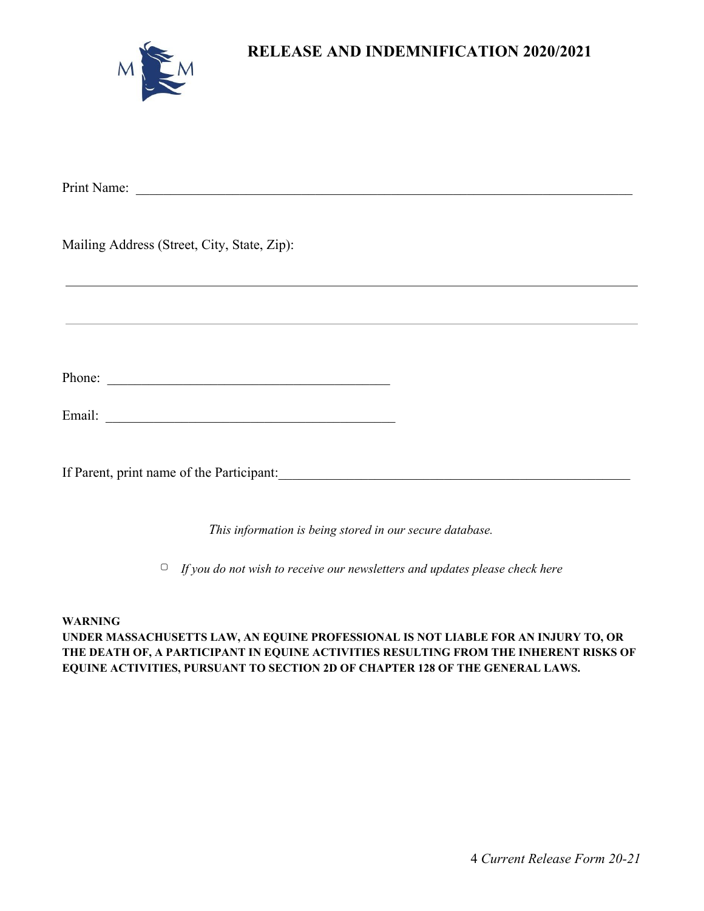# RELEASE AND INDEMNIFICATION 2020/2021

Print Name: ___________________________________________________________________________

Mailing Address (Street, City, State, Zip):

_____________________________________________________________________________________

_____________________________________________________________________________________

Phone: ___________________________________________

Email: ___________________________________________

If Parent, print name of the Participant:_________________________________________________

*This information is being stored in our secure database.*

▢ *If you do not wish to receive our newsletters and updates please check here*

**WARNING**
**UNDER MASSACHUSETTS LAW, AN EQUINE PROFESSIONAL IS NOT LIABLE FOR AN INJURY TO, OR THE DEATH OF, A PARTICIPANT IN EQUINE ACTIVITIES RESULTING FROM THE INHERENT RISKS OF EQUINE ACTIVITIES, PURSUANT TO SECTION 2D OF CHAPTER 128 OF THE GENERAL LAWS.**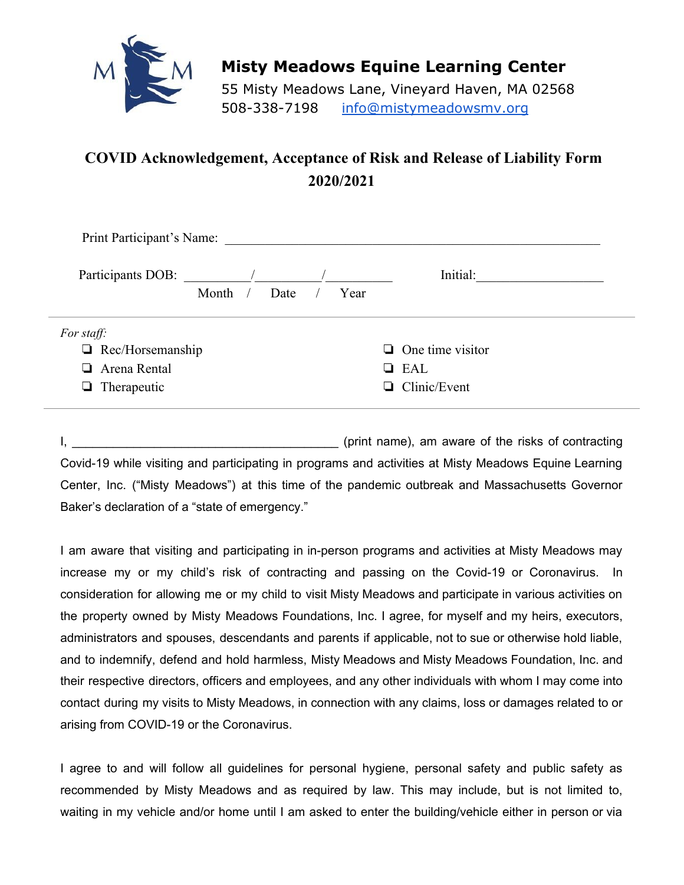**Misty Meadows Equine Learning Center**

55 Misty Meadows Lane, Vineyard Haven, MA 02568

508-338-7198    info@mistymeadowsmv.org

# COVID Acknowledgement, Acceptance of Risk and Release of Liability Form 2020/2021

Print Participant's Name: ___________________________________________________________

Participants DOB: __________/__________/__________    Initial:___________________

Month / Date / Year

---

*For staff:*

- ❏ Rec/Horsemanship
- ❏ Arena Rental
- ❏ Therapeutic
- ❏ One time visitor
- ❏ EAL
- ❏ Clinic/Event

---

I, ________________________________________ (print name), am aware of the risks of contracting Covid-19 while visiting and participating in programs and activities at Misty Meadows Equine Learning Center, Inc. ("Misty Meadows") at this time of the pandemic outbreak and Massachusetts Governor Baker's declaration of a "state of emergency."

I am aware that visiting and participating in in-person programs and activities at Misty Meadows may increase my or my child's risk of contracting and passing on the Covid-19 or Coronavirus. In consideration for allowing me or my child to visit Misty Meadows and participate in various activities on the property owned by Misty Meadows Foundations, Inc. I agree, for myself and my heirs, executors, administrators and spouses, descendants and parents if applicable, not to sue or otherwise hold liable, and to indemnify, defend and hold harmless, Misty Meadows and Misty Meadows Foundation, Inc. and their respective directors, officers and employees, and any other individuals with whom I may come into contact during my visits to Misty Meadows, in connection with any claims, loss or damages related to or arising from COVID-19 or the Coronavirus.

I agree to and will follow all guidelines for personal hygiene, personal safety and public safety as recommended by Misty Meadows and as required by law. This may include, but is not limited to, waiting in my vehicle and/or home until I am asked to enter the building/vehicle either in person or via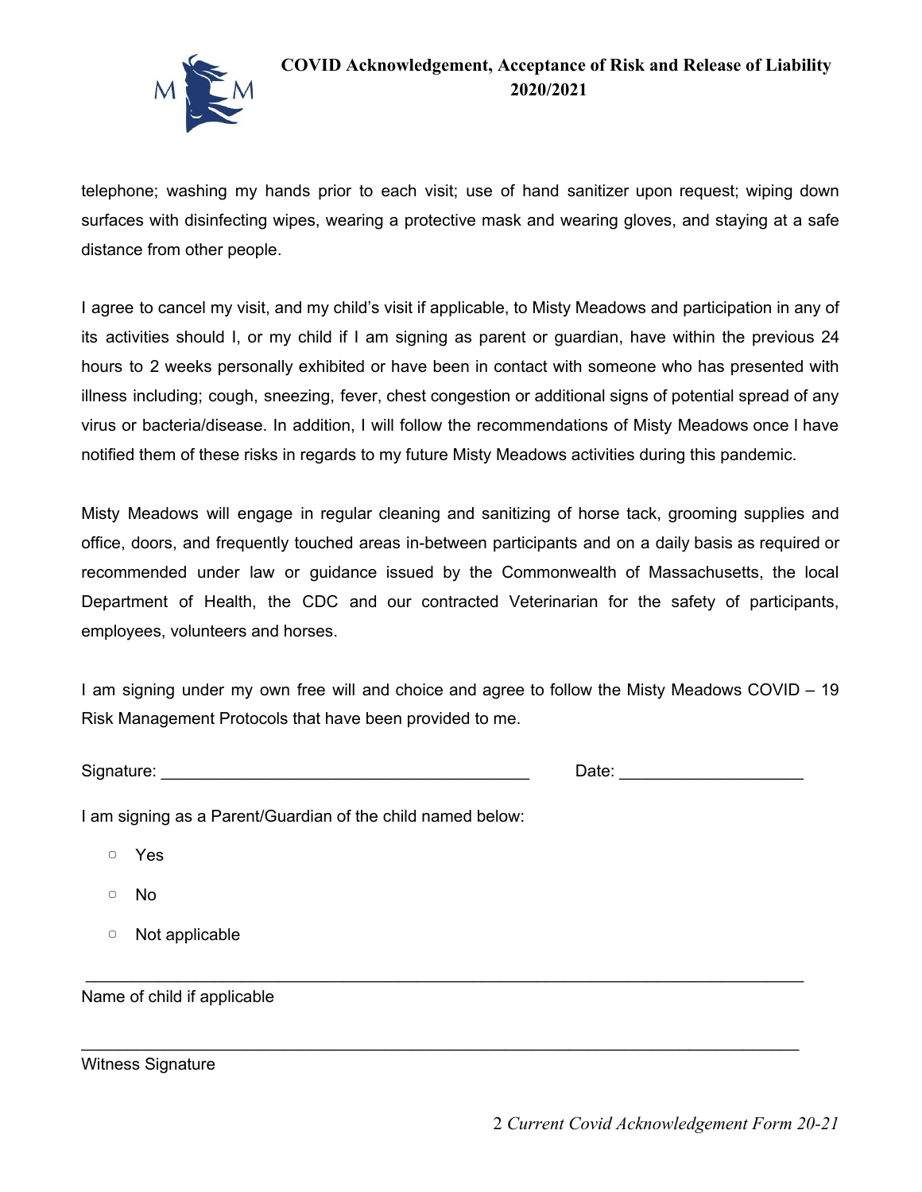telephone; washing my hands prior to each visit; use of hand sanitizer upon request; wiping down surfaces with disinfecting wipes, wearing a protective mask and wearing gloves, and staying at a safe distance from other people.

I agree to cancel my visit, and my child's visit if applicable, to Misty Meadows and participation in any of its activities should I, or my child if I am signing as parent or guardian, have within the previous 24 hours to 2 weeks personally exhibited or have been in contact with someone who has presented with illness including; cough, sneezing, fever, chest congestion or additional signs of potential spread of any virus or bacteria/disease. In addition, I will follow the recommendations of Misty Meadows once I have notified them of these risks in regards to my future Misty Meadows activities during this pandemic.

Misty Meadows will engage in regular cleaning and sanitizing of horse tack, grooming supplies and office, doors, and frequently touched areas in-between participants and on a daily basis as required or recommended under law or guidance issued by the Commonwealth of Massachusetts, the local Department of Health, the CDC and our contracted Veterinarian for the safety of participants, employees, volunteers and horses.

I am signing under my own free will and choice and agree to follow the Misty Meadows COVID – 19 Risk Management Protocols that have been provided to me.

Signature: ________________________________________ Date: ____________________

I am signing as a Parent/Guardian of the child named below:

- ○ Yes
- ○ No
- ○ Not applicable

_______________________________________________________________________________

Name of child if applicable

_______________________________________________________________________________

Witness Signature